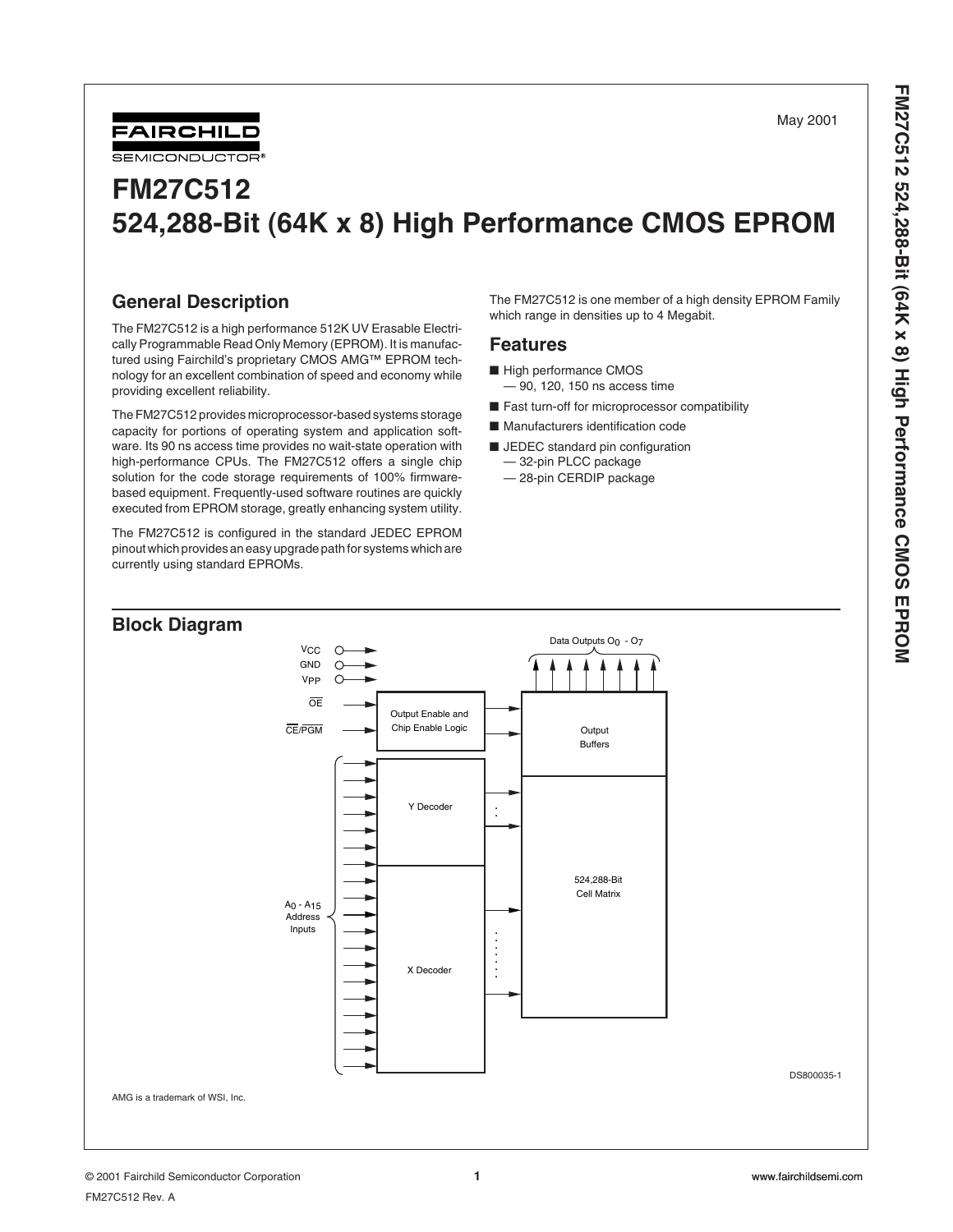May 2001

# FM27C512
# 524,288-Bit (64K x 8) High Performance CMOS EPROM

## General Description

The FM27C512 is a high performance 512K UV Erasable Electrically Programmable Read Only Memory (EPROM). It is manufactured using Fairchild's proprietary CMOS AMG™ EPROM technology for an excellent combination of speed and economy while providing excellent reliability.

The FM27C512 provides microprocessor-based systems storage capacity for portions of operating system and application software. Its 90 ns access time provides no wait-state operation with high-performance CPUs. The FM27C512 offers a single chip solution for the code storage requirements of 100% firmware-based equipment. Frequently-used software routines are quickly executed from EPROM storage, greatly enhancing system utility.

The FM27C512 is configured in the standard JEDEC EPROM pinout which provides an easy upgrade path for systems which are currently using standard EPROMs.

The FM27C512 is one member of a high density EPROM Family which range in densities up to 4 Megabit.

## Features

- High performance CMOS
  - 90, 120, 150 ns access time
- Fast turn-off for microprocessor compatibility
- Manufacturers identification code
- JEDEC standard pin configuration
  - 32-pin PLCC package
  - 28-pin CERDIP package

## Block Diagram

$V_{CC}$, GND, $V_{PP}$, $\overline{OE}$, $\overline{CE}/\overline{PGM}$, $A_0$ - $A_{15}$ Address Inputs, Output Enable and Chip Enable Logic, Y Decoder, X Decoder, Output Buffers, 524,288-Bit Cell Matrix, Data Outputs $O_0$ - $O_7$

DS800035-1

AMG is a trademark of WSI, Inc.

© 2001 Fairchild Semiconductor Corporation

FM27C512 Rev. A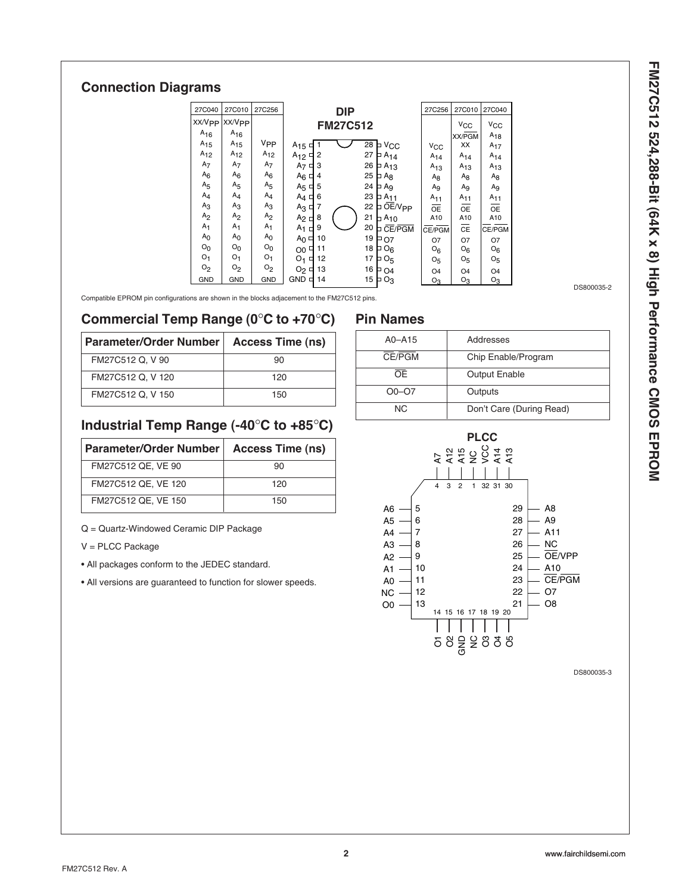## Connection Diagrams

| 27C040 | 27C010 | 27C256 | DIP FM27C512 | | | | 27C256 | 27C010 | 27C040 |
|---|---|---|---|---|---|---|---|---|---|
| XX/$V_{PP}$ | XX/$V_{PP}$ | | | | | | | $V_{CC}$ | $V_{CC}$ |
| $A_{16}$ | $A_{16}$ | | | | | | | XX/$\overline{PGM}$ | $A_{18}$ |
| $A_{15}$ | $A_{15}$ | $V_{PP}$ | $A_{15}$ | 1 | 28 | $V_{CC}$ | $V_{CC}$ | XX | $A_{17}$ |
| $A_{12}$ | $A_{12}$ | $A_{12}$ | $A_{12}$ | 2 | 27 | $A_{14}$ | $A_{14}$ | $A_{14}$ | $A_{14}$ |
| $A_7$ | $A_7$ | $A_7$ | $A_7$ | 3 | 26 | $A_{13}$ | $A_{13}$ | $A_{13}$ | $A_{13}$ |
| $A_6$ | $A_6$ | $A_6$ | $A_6$ | 4 | 25 | $A_8$ | $A_8$ | $A_8$ | $A_8$ |
| $A_5$ | $A_5$ | $A_5$ | $A_5$ | 5 | 24 | $A_9$ | $A_9$ | $A_9$ | $A_9$ |
| $A_4$ | $A_4$ | $A_4$ | $A_4$ | 6 | 23 | $A_{11}$ | $A_{11}$ | $A_{11}$ | $A_{11}$ |
| $A_3$ | $A_3$ | $A_3$ | $A_3$ | 7 | 22 | $\overline{OE}/V_{PP}$ | $\overline{OE}$ | $\overline{OE}$ | $\overline{OE}$ |
| $A_2$ | $A_2$ | $A_2$ | $A_2$ | 8 | 21 | $A_{10}$ | A10 | A10 | A10 |
| $A_1$ | $A_1$ | $A_1$ | $A_1$ | 9 | 20 | $\overline{CE}/\overline{PGM}$ | $\overline{CE}/\overline{PGM}$ | $\overline{CE}$ | $\overline{CE}/\overline{PGM}$ |
| $A_0$ | $A_0$ | $A_0$ | $A_0$ | 10 | 19 | O7 | O7 | O7 | O7 |
| $O_0$ | $O_0$ | $O_0$ | O0 | 11 | 18 | $O_6$ | $O_6$ | $O_6$ | $O_6$ |
| $O_1$ | $O_1$ | $O_1$ | $O_1$ | 12 | 17 | $O_5$ | $O_5$ | $O_5$ | $O_5$ |
| $O_2$ | $O_2$ | $O_2$ | $O_2$ | 13 | 16 | O4 | O4 | O4 | O4 |
| GND | GND | GND | GND | 14 | 15 | $O_3$ | $O_3$ | $O_3$ | $O_3$ |

DS800035-2

Compatible EPROM pin configurations are shown in the blocks adjacement to the FM27C512 pins.

## Commercial Temp Range (0°C to +70°C)

| Parameter/Order Number | Access Time (ns) |
|---|---|
| FM27C512 Q, V 90 | 90 |
| FM27C512 Q, V 120 | 120 |
| FM27C512 Q, V 150 | 150 |

## Industrial Temp Range (-40°C to +85°C)

| Parameter/Order Number | Access Time (ns) |
|---|---|
| FM27C512 QE, VE 90 | 90 |
| FM27C512 QE, VE 120 | 120 |
| FM27C512 QE, VE 150 | 150 |

Q = Quartz-Windowed Ceramic DIP Package

V = PLCC Package

- All packages conform to the JEDEC standard.
- All versions are guaranteed to function for slower speeds.

## Pin Names

| A0–A15 | Addresses |
|---|---|
| $\overline{CE}/\overline{PGM}$ | Chip Enable/Program |
| $\overline{OE}$ | Output Enable |
| O0–O7 | Outputs |
| NC | Don't Care (During Read) |

### PLCC

| Pin | Name |
|---|---|
| 1 | NC |
| 2 | A15 |
| 3 | A12 |
| 4 | A7 |
| 5 | A6 |
| 6 | A5 |
| 7 | A4 |
| 8 | A3 |
| 9 | A2 |
| 10 | A1 |
| 11 | A0 |
| 12 | NC |
| 13 | O0 |
| 14 | O1 |
| 15 | O2 |
| 16 | GND |
| 17 | NC |
| 18 | O3 |
| 19 | O4 |
| 20 | O5 |
| 21 | O8 |
| 22 | O7 |
| 23 | $\overline{CE}/\overline{PGM}$ |
| 24 | A10 |
| 25 | $\overline{OE}$/VPP |
| 26 | NC |
| 27 | A11 |
| 28 | A9 |
| 29 | A8 |
| 30 | A13 |
| 31 | A14 |
| 32 | VCC |

DS800035-3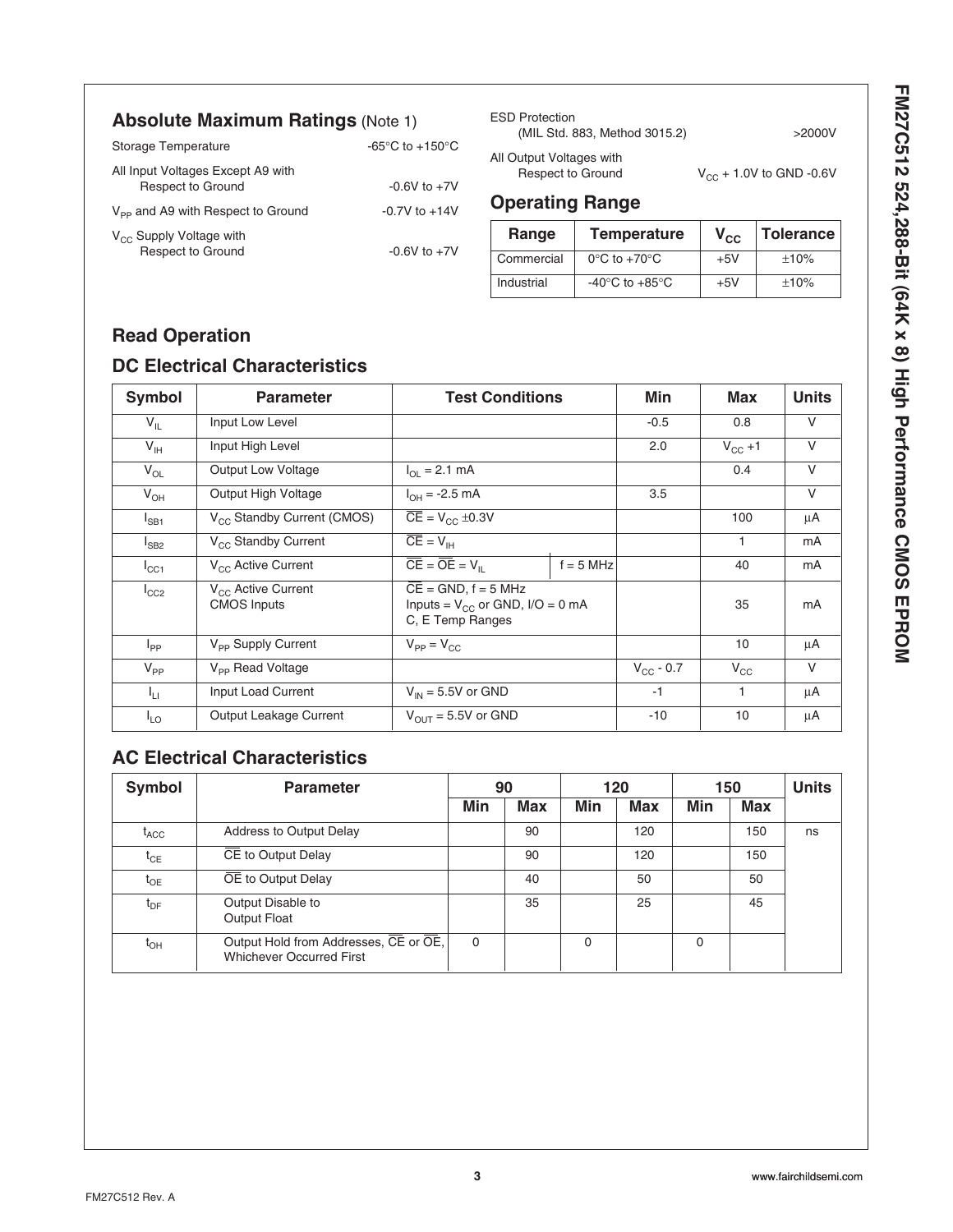## Absolute Maximum Ratings (Note 1)

| | |
|---|---|
| Storage Temperature | -65°C to +150°C |
| All Input Voltages Except A9 with Respect to Ground | -0.6V to +7V |
| $V_{PP}$ and A9 with Respect to Ground | -0.7V to +14V |
| $V_{CC}$ Supply Voltage with Respect to Ground | -0.6V to +7V |
| ESD Protection (MIL Std. 883, Method 3015.2) | >2000V |
| All Output Voltages with Respect to Ground | $V_{CC}$ + 1.0V to GND -0.6V |

## Operating Range

| Range | Temperature | $V_{CC}$ | Tolerance |
|---|---|---|---|
| Commercial | 0°C to +70°C | +5V | ±10% |
| Industrial | -40°C to +85°C | +5V | ±10% |

## Read Operation

### DC Electrical Characteristics

| Symbol | Parameter | Test Conditions | | Min | Max | Units |
|---|---|---|---|---|---|---|
| $V_{IL}$ | Input Low Level | | | -0.5 | 0.8 | V |
| $V_{IH}$ | Input High Level | | | 2.0 | $V_{CC}$ +1 | V |
| $V_{OL}$ | Output Low Voltage | $I_{OL}$ = 2.1 mA | | | 0.4 | V |
| $V_{OH}$ | Output High Voltage | $I_{OH}$ = -2.5 mA | | 3.5 | | V |
| $I_{SB1}$ | $V_{CC}$ Standby Current (CMOS) | $\overline{CE}$ = $V_{CC}$ ±0.3V | | | 100 | µA |
| $I_{SB2}$ | $V_{CC}$ Standby Current | $\overline{CE}$ = $V_{IH}$ | | | 1 | mA |
| $I_{CC1}$ | $V_{CC}$ Active Current | $\overline{CE}$ = $\overline{OE}$ = $V_{IL}$ | f = 5 MHz | | 40 | mA |
| $I_{CC2}$ | $V_{CC}$ Active Current CMOS Inputs | $\overline{CE}$ = GND, f = 5 MHz Inputs = $V_{CC}$ or GND, I/O = 0 mA C, E Temp Ranges | | | 35 | mA |
| $I_{PP}$ | $V_{PP}$ Supply Current | $V_{PP}$ = $V_{CC}$ | | | 10 | µA |
| $V_{PP}$ | $V_{PP}$ Read Voltage | | | $V_{CC}$ - 0.7 | $V_{CC}$ | V |
| $I_{LI}$ | Input Load Current | $V_{IN}$ = 5.5V or GND | | -1 | 1 | µA |
| $I_{LO}$ | Output Leakage Current | $V_{OUT}$ = 5.5V or GND | | -10 | 10 | µA |

### AC Electrical Characteristics

| Symbol | Parameter | 90 | | 120 | | 150 | | Units |
|---|---|---|---|---|---|---|---|---|
| | | Min | Max | Min | Max | Min | Max | |
| $t_{ACC}$ | Address to Output Delay | | 90 | | 120 | | 150 | ns |
| $t_{CE}$ | $\overline{CE}$ to Output Delay | | 90 | | 120 | | 150 | |
| $t_{OE}$ | $\overline{OE}$ to Output Delay | | 40 | | 50 | | 50 | |
| $t_{DF}$ | Output Disable to Output Float | | 35 | | 25 | | 45 | |
| $t_{OH}$ | Output Hold from Addresses, $\overline{CE}$ or $\overline{OE}$, Whichever Occurred First | 0 | | 0 | | 0 | | |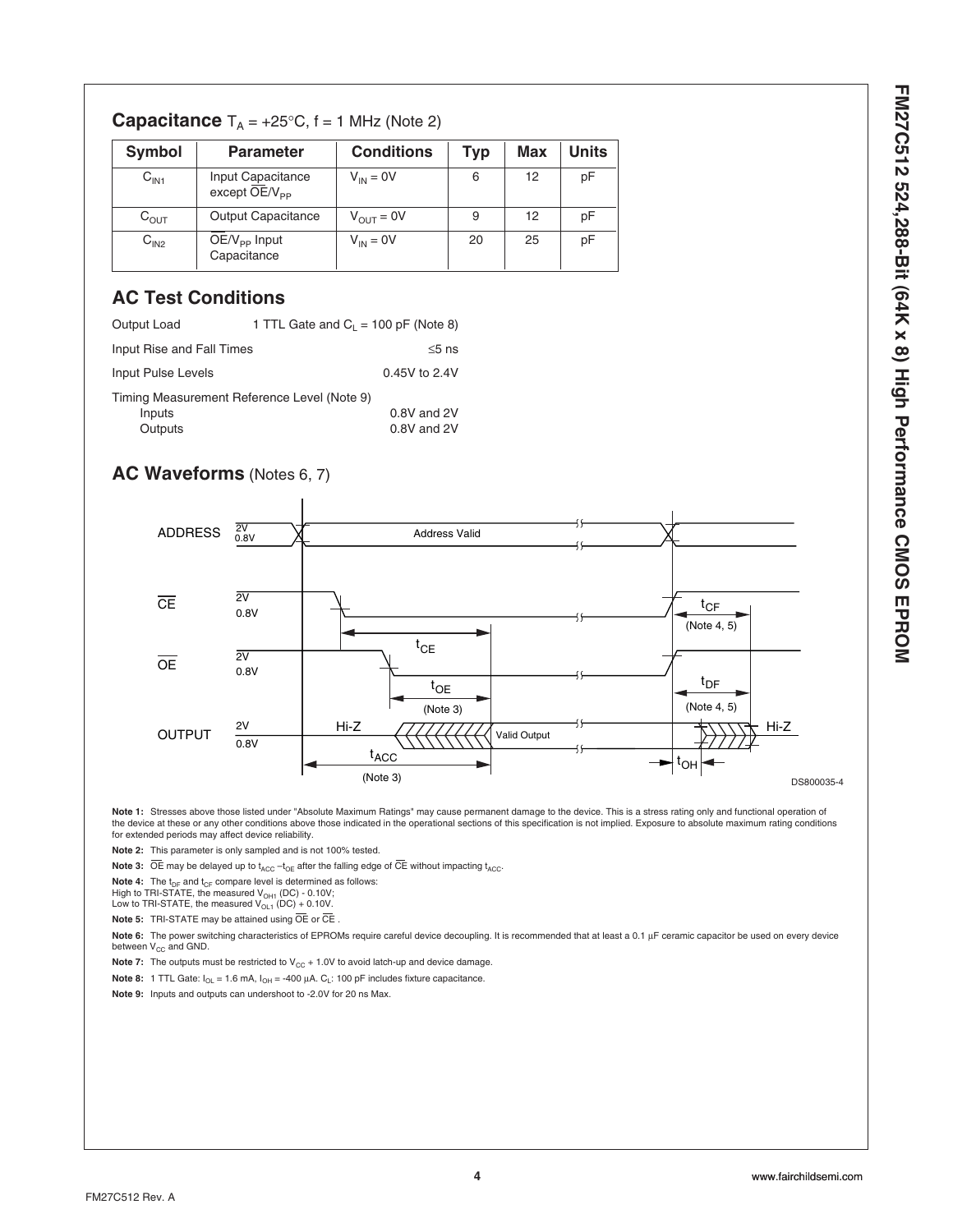## Capacitance $T_A = +25°C$, f = 1 MHz (Note 2)

| Symbol | Parameter | Conditions | Typ | Max | Units |
|---|---|---|---|---|---|
| $C_{IN1}$ | Input Capacitance except $\overline{OE}/V_{PP}$ | $V_{IN} = 0V$ | 6 | 12 | pF |
| $C_{OUT}$ | Output Capacitance | $V_{OUT} = 0V$ | 9 | 12 | pF |
| $C_{IN2}$ | $\overline{OE}/V_{PP}$ Input Capacitance | $V_{IN} = 0V$ | 20 | 25 | pF |

## AC Test Conditions

| | |
|---|---|
| Output Load | 1 TTL Gate and $C_L = 100$ pF (Note 8) |
| Input Rise and Fall Times | ≤5 ns |
| Input Pulse Levels | 0.45V to 2.4V |
| Timing Measurement Reference Level (Note 9) | |
| Inputs | 0.8V and 2V |
| Outputs | 0.8V and 2V |

## AC Waveforms (Notes 6, 7)

ADDRESS: 2V / 0.8V — Address Valid

$\overline{CE}$: 2V / 0.8V — $t_{CE}$; $t_{CF}$ (Note 4, 5)

$\overline{OE}$: 2V / 0.8V — $t_{OE}$ (Note 3); $t_{DF}$ (Note 4, 5)

OUTPUT: 2V / 0.8V — Hi-Z, Valid Output, Hi-Z; $t_{ACC}$ (Note 3); $t_{OH}$

DS800035-4

**Note 1:** Stresses above those listed under "Absolute Maximum Ratings" may cause permanent damage to the device. This is a stress rating only and functional operation of the device at these or any other conditions above those indicated in the operational sections of this specification is not implied. Exposure to absolute maximum rating conditions for extended periods may affect device reliability.

**Note 2:** This parameter is only sampled and is not 100% tested.

**Note 3:** $\overline{OE}$ may be delayed up to $t_{ACC} - t_{OE}$ after the falling edge of $\overline{CE}$ without impacting $t_{ACC}$.

**Note 4:** The $t_{DF}$ and $t_{CF}$ compare level is determined as follows:
High to TRI-STATE, the measured $V_{OH1}$ (DC) - 0.10V;
Low to TRI-STATE, the measured $V_{OL1}$ (DC) + 0.10V.

**Note 5:** TRI-STATE may be attained using $\overline{OE}$ or $\overline{CE}$ .

**Note 6:** The power switching characteristics of EPROMs require careful device decoupling. It is recommended that at least a 0.1 µF ceramic capacitor be used on every device between $V_{CC}$ and GND.

**Note 7:** The outputs must be restricted to $V_{CC}$ + 1.0V to avoid latch-up and device damage.

**Note 8:** 1 TTL Gate: $I_{OL} = 1.6$ mA, $I_{OH} = -400$ µA. $C_L$: 100 pF includes fixture capacitance.

**Note 9:** Inputs and outputs can undershoot to -2.0V for 20 ns Max.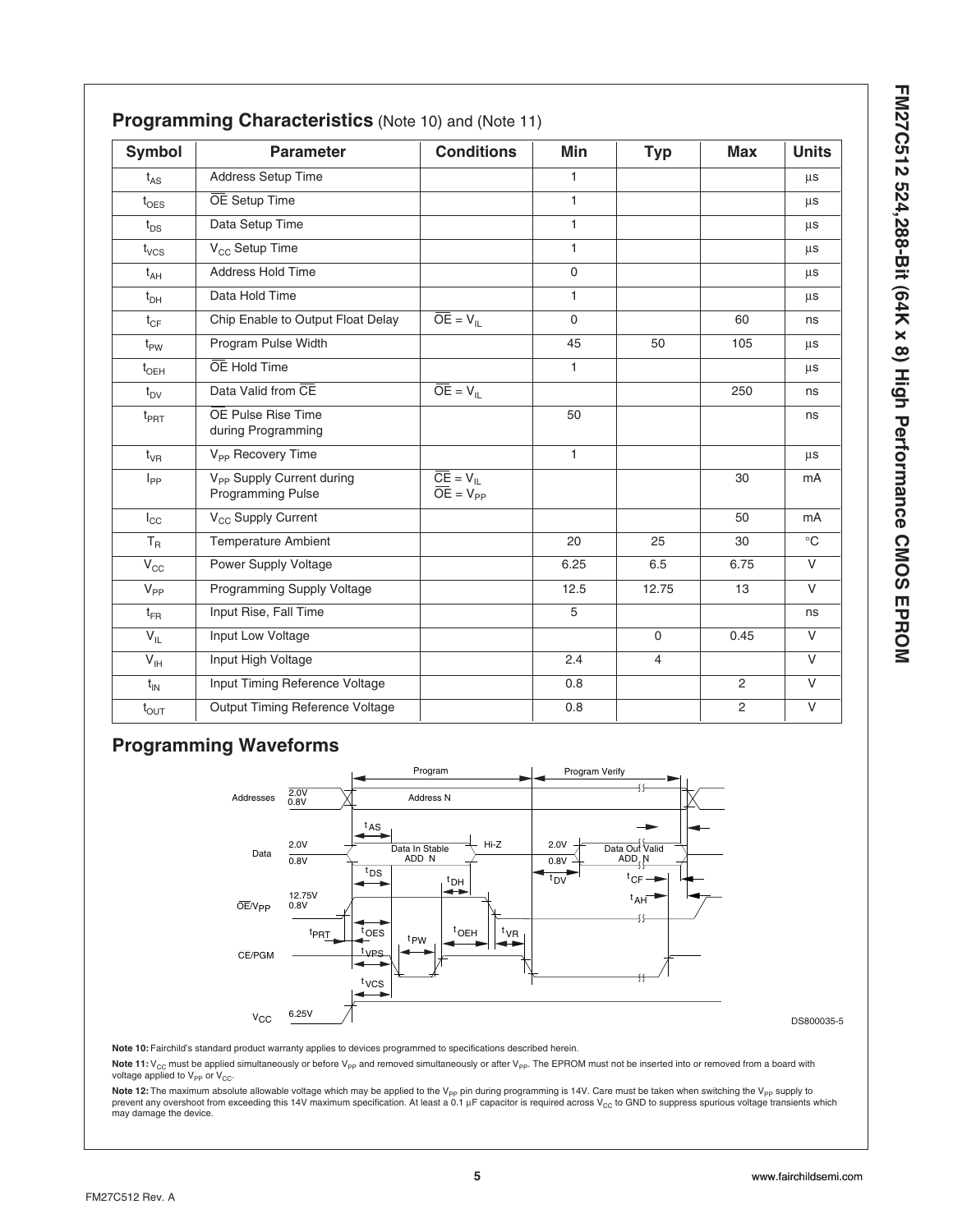## Programming Characteristics (Note 10) and (Note 11)

| Symbol | Parameter | Conditions | Min | Typ | Max | Units |
|---|---|---|---|---|---|---|
| $t_{AS}$ | Address Setup Time | | 1 | | | µs |
| $t_{OES}$ | $\overline{OE}$ Setup Time | | 1 | | | µs |
| $t_{DS}$ | Data Setup Time | | 1 | | | µs |
| $t_{VCS}$ | $V_{CC}$ Setup Time | | 1 | | | µs |
| $t_{AH}$ | Address Hold Time | | 0 | | | µs |
| $t_{DH}$ | Data Hold Time | | 1 | | | µs |
| $t_{CF}$ | Chip Enable to Output Float Delay | $\overline{OE} = V_{IL}$ | 0 | | 60 | ns |
| $t_{PW}$ | Program Pulse Width | | 45 | 50 | 105 | µs |
| $t_{OEH}$ | $\overline{OE}$ Hold Time | | 1 | | | µs |
| $t_{DV}$ | Data Valid from $\overline{CE}$ | $\overline{OE} = V_{IL}$ | | | 250 | ns |
| $t_{PRT}$ | $\overline{OE}$ Pulse Rise Time during Programming | | 50 | | | ns |
| $t_{VR}$ | $V_{PP}$ Recovery Time | | 1 | | | µs |
| $I_{PP}$ | $V_{PP}$ Supply Current during Programming Pulse | $\overline{CE} = V_{IL}$ $\overline{OE} = V_{PP}$ | | | 30 | mA |
| $I_{CC}$ | $V_{CC}$ Supply Current | | | | 50 | mA |
| $T_R$ | Temperature Ambient | | 20 | 25 | 30 | °C |
| $V_{CC}$ | Power Supply Voltage | | 6.25 | 6.5 | 6.75 | V |
| $V_{PP}$ | Programming Supply Voltage | | 12.5 | 12.75 | 13 | V |
| $t_{FR}$ | Input Rise, Fall Time | | 5 | | | ns |
| $V_{IL}$ | Input Low Voltage | | | 0 | 0.45 | V |
| $V_{IH}$ | Input High Voltage | | 2.4 | 4 | | V |
| $t_{IN}$ | Input Timing Reference Voltage | | 0.8 | | 2 | V |
| $t_{OUT}$ | Output Timing Reference Voltage | | 0.8 | | 2 | V |

## Programming Waveforms

DS800035-5

**Note 10:** Fairchild's standard product warranty applies to devices programmed to specifications described herein.

**Note 11:** $V_{CC}$ must be applied simultaneously or before $V_{PP}$ and removed simultaneously or after $V_{PP}$. The EPROM must not be inserted into or removed from a board with voltage applied to $V_{PP}$ or $V_{CC}$.

**Note 12:** The maximum absolute allowable voltage which may be applied to the $V_{PP}$ pin during programming is 14V. Care must be taken when switching the $V_{PP}$ supply to prevent any overshoot from exceeding this 14V maximum specification. At least a 0.1 µF capacitor is required across $V_{CC}$ to GND to suppress spurious voltage transients which may damage the device.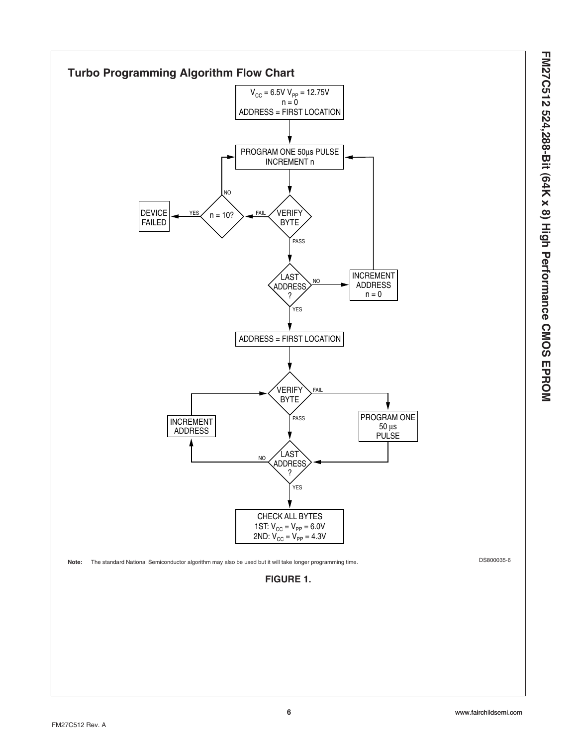## Turbo Programming Algorithm Flow Chart

$V_{CC}$ = 6.5V $V_{PP}$ = 12.75V
n = 0
ADDRESS = FIRST LOCATION

PROGRAM ONE 50µs PULSE
INCREMENT n

VERIFY BYTE

FAIL

n = 10?

YES

DEVICE FAILED

NO

PASS

LAST ADDRESS ?

NO

INCREMENT ADDRESS
n = 0

YES

ADDRESS = FIRST LOCATION

VERIFY BYTE

FAIL

PROGRAM ONE 50 µs PULSE

PASS

LAST ADDRESS ?

NO

INCREMENT ADDRESS

YES

CHECK ALL BYTES
1ST: $V_{CC}$ = $V_{PP}$ = 6.0V
2ND: $V_{CC}$ = $V_{PP}$ = 4.3V

**Note:** The standard National Semiconductor algorithm may also be used but it will take longer programming time.

DS800035-6

**FIGURE 1.**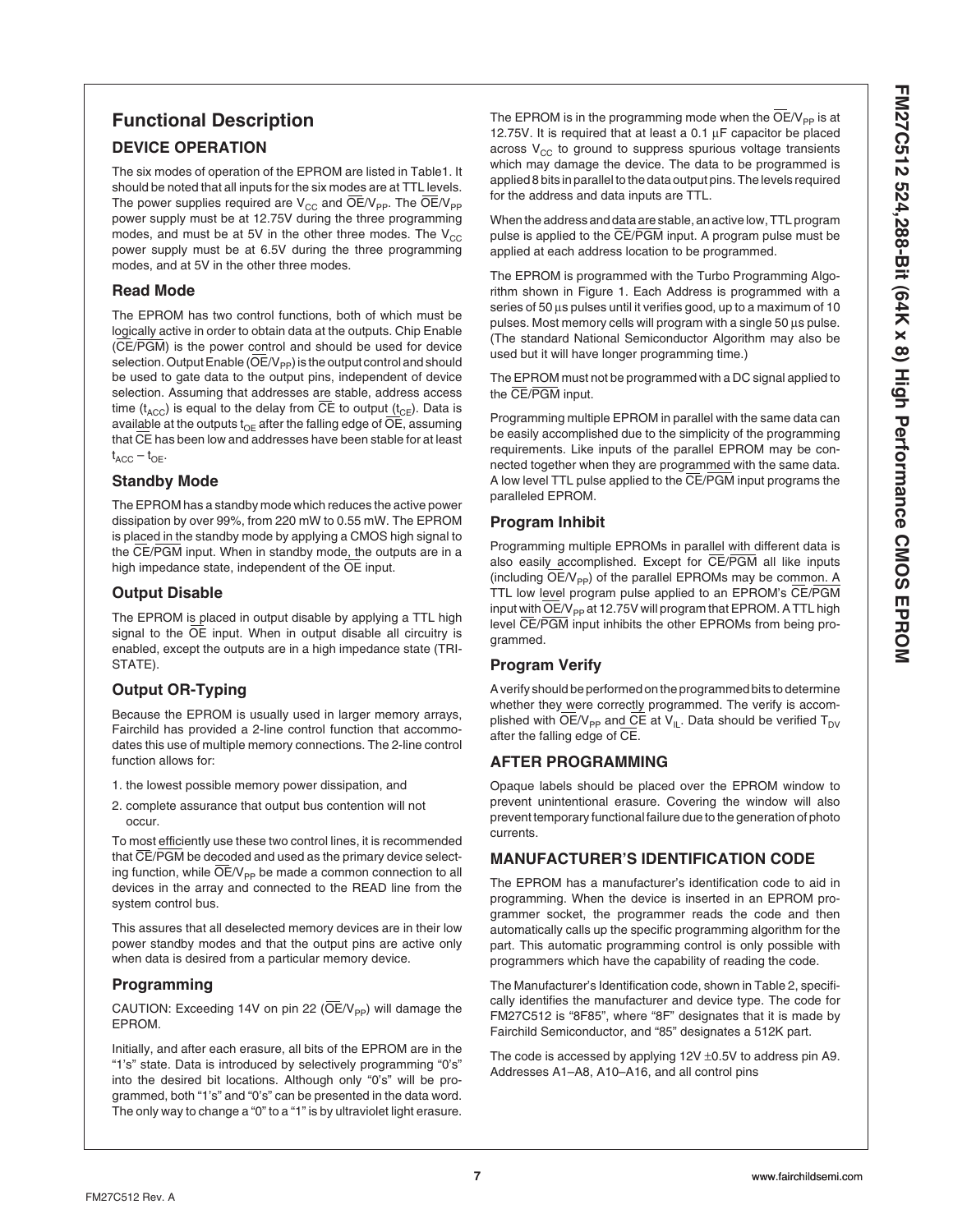## Functional Description

### DEVICE OPERATION

The six modes of operation of the EPROM are listed in Table1. It should be noted that all inputs for the six modes are at TTL levels. The power supplies required are $V_{CC}$ and $\overline{OE}/V_{PP}$. The $\overline{OE}/V_{PP}$ power supply must be at 12.75V during the three programming modes, and must be at 5V in the other three modes. The $V_{CC}$ power supply must be at 6.5V during the three programming modes, and at 5V in the other three modes.

### Read Mode

The EPROM has two control functions, both of which must be logically active in order to obtain data at the outputs. Chip Enable ($\overline{CE}/\overline{PGM}$) is the power control and should be used for device selection. Output Enable ($\overline{OE}/V_{PP}$) is the output control and should be used to gate data to the output pins, independent of device selection. Assuming that addresses are stable, address access time ($t_{ACC}$) is equal to the delay from $\overline{CE}$ to output ($t_{CE}$). Data is available at the outputs $t_{OE}$ after the falling edge of $\overline{OE}$, assuming that $\overline{CE}$ has been low and addresses have been stable for at least $t_{ACC} - t_{OE}$.

### Standby Mode

The EPROM has a standby mode which reduces the active power dissipation by over 99%, from 220 mW to 0.55 mW. The EPROM is placed in the standby mode by applying a CMOS high signal to the $\overline{CE}/\overline{PGM}$ input. When in standby mode, the outputs are in a high impedance state, independent of the $\overline{OE}$ input.

### Output Disable

The EPROM is placed in output disable by applying a TTL high signal to the $\overline{OE}$ input. When in output disable all circuitry is enabled, except the outputs are in a high impedance state (TRI-STATE).

### Output OR-Typing

Because the EPROM is usually used in larger memory arrays, Fairchild has provided a 2-line control function that accommodates this use of multiple memory connections. The 2-line control function allows for:

1. the lowest possible memory power dissipation, and
2. complete assurance that output bus contention will not occur.

To most efficiently use these two control lines, it is recommended that $\overline{CE}/\overline{PGM}$ be decoded and used as the primary device selecting function, while $\overline{OE}/V_{PP}$ be made a common connection to all devices in the array and connected to the READ line from the system control bus.

This assures that all deselected memory devices are in their low power standby modes and that the output pins are active only when data is desired from a particular memory device.

### Programming

CAUTION: Exceeding 14V on pin 22 ($\overline{OE}/V_{PP}$) will damage the EPROM.

Initially, and after each erasure, all bits of the EPROM are in the "1's" state. Data is introduced by selectively programming "0's" into the desired bit locations. Although only "0's" will be programmed, both "1's" and "0's" can be presented in the data word. The only way to change a "0" to a "1" is by ultraviolet light erasure.

The EPROM is in the programming mode when the $\overline{OE}/V_{PP}$ is at 12.75V. It is required that at least a 0.1 µF capacitor be placed across $V_{CC}$ to ground to suppress spurious voltage transients which may damage the device. The data to be programmed is applied 8 bits in parallel to the data output pins. The levels required for the address and data inputs are TTL.

When the address and data are stable, an active low, TTL program pulse is applied to the $\overline{CE}/\overline{PGM}$ input. A program pulse must be applied at each address location to be programmed.

The EPROM is programmed with the Turbo Programming Algorithm shown in Figure 1. Each Address is programmed with a series of 50 µs pulses until it verifies good, up to a maximum of 10 pulses. Most memory cells will program with a single 50 µs pulse. (The standard National Semiconductor Algorithm may also be used but it will have longer programming time.)

The EPROM must not be programmed with a DC signal applied to the $\overline{CE}/\overline{PGM}$ input.

Programming multiple EPROM in parallel with the same data can be easily accomplished due to the simplicity of the programming requirements. Like inputs of the parallel EPROM may be connected together when they are programmed with the same data. A low level TTL pulse applied to the $\overline{CE}/\overline{PGM}$ input programs the paralleled EPROM.

### Program Inhibit

Programming multiple EPROMs in parallel with different data is also easily accomplished. Except for $\overline{CE}/\overline{PGM}$ all like inputs (including $\overline{OE}/V_{PP}$) of the parallel EPROMs may be common. A TTL low level program pulse applied to an EPROM's $\overline{CE}/\overline{PGM}$ input with $\overline{OE}/V_{PP}$ at 12.75V will program that EPROM. A TTL high level $\overline{CE}/\overline{PGM}$ input inhibits the other EPROMs from being programmed.

### Program Verify

A verify should be performed on the programmed bits to determine whether they were correctly programmed. The verify is accomplished with $\overline{OE}/V_{PP}$ and $\overline{CE}$ at $V_{IL}$. Data should be verified $T_{DV}$ after the falling edge of $\overline{CE}$.

### AFTER PROGRAMMING

Opaque labels should be placed over the EPROM window to prevent unintentional erasure. Covering the window will also prevent temporary functional failure due to the generation of photo currents.

### MANUFACTURER'S IDENTIFICATION CODE

The EPROM has a manufacturer's identification code to aid in programming. When the device is inserted in an EPROM programmer socket, the programmer reads the code and then automatically calls up the specific programming algorithm for the part. This automatic programming control is only possible with programmers which have the capability of reading the code.

The Manufacturer's Identification code, shown in Table 2, specifically identifies the manufacturer and device type. The code for FM27C512 is "8F85", where "8F" designates that it is made by Fairchild Semiconductor, and "85" designates a 512K part.

The code is accessed by applying 12V ±0.5V to address pin A9. Addresses A1–A8, A10–A16, and all control pins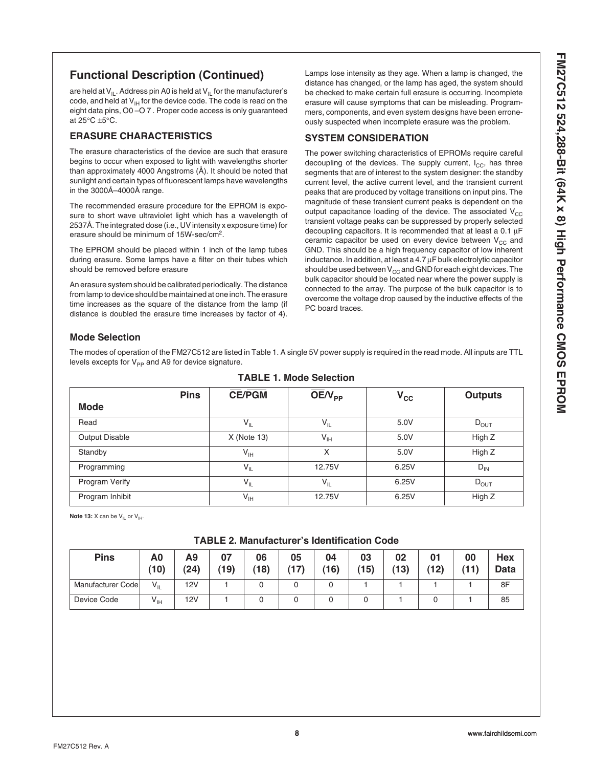## Functional Description (Continued)

are held at $V_{IL}$. Address pin A0 is held at $V_{IL}$ for the manufacturer's code, and held at $V_{IH}$ for the device code. The code is read on the eight data pins, O0 –O 7 . Proper code access is only guaranteed at 25°C ±5°C.

### ERASURE CHARACTERISTICS

The erasure characteristics of the device are such that erasure begins to occur when exposed to light with wavelengths shorter than approximately 4000 Angstroms (Å). It should be noted that sunlight and certain types of fluorescent lamps have wavelengths in the 3000Å–4000Å range.

The recommended erasure procedure for the EPROM is exposure to short wave ultraviolet light which has a wavelength of 2537Å. The integrated dose (i.e., UV intensity x exposure time) for erasure should be minimum of 15W-sec/cm$^2$.

The EPROM should be placed within 1 inch of the lamp tubes during erasure. Some lamps have a filter on their tubes which should be removed before erasure

An erasure system should be calibrated periodically. The distance from lamp to device should be maintained at one inch. The erasure time increases as the square of the distance from the lamp (if distance is doubled the erasure time increases by factor of 4). Lamps lose intensity as they age. When a lamp is changed, the distance has changed, or the lamp has aged, the system should be checked to make certain full erasure is occurring. Incomplete erasure will cause symptoms that can be misleading. Programmers, components, and even system designs have been erroneously suspected when incomplete erasure was the problem.

### SYSTEM CONSIDERATION

The power switching characteristics of EPROMs require careful decoupling of the devices. The supply current, $I_{CC}$, has three segments that are of interest to the system designer: the standby current level, the active current level, and the transient current peaks that are produced by voltage transitions on input pins. The magnitude of these transient current peaks is dependent on the output capacitance loading of the device. The associated $V_{CC}$ transient voltage peaks can be suppressed by properly selected decoupling capacitors. It is recommended that at least a 0.1 μF ceramic capacitor be used on every device between $V_{CC}$ and GND. This should be a high frequency capacitor of low inherent inductance. In addition, at least a 4.7 μF bulk electrolytic capacitor should be used between $V_{CC}$ and GND for each eight devices. The bulk capacitor should be located near where the power supply is connected to the array. The purpose of the bulk capacitor is to overcome the voltage drop caused by the inductive effects of the PC board traces.

## Mode Selection

The modes of operation of the FM27C512 are listed in Table 1. A single 5V power supply is required in the read mode. All inputs are TTL levels excepts for $V_{PP}$ and A9 for device signature.

**TABLE 1. Mode Selection**

| Mode \ Pins | $\overline{CE}/\overline{PGM}$ | $\overline{OE}/V_{PP}$ | $V_{CC}$ | Outputs |
|---|---|---|---|---|
| Read | $V_{IL}$ | $V_{IL}$ | 5.0V | $D_{OUT}$ |
| Output Disable | X (Note 13) | $V_{IH}$ | 5.0V | High Z |
| Standby | $V_{IH}$ | X | 5.0V | High Z |
| Programming | $V_{IL}$ | 12.75V | 6.25V | $D_{IN}$ |
| Program Verify | $V_{IL}$ | $V_{IL}$ | 6.25V | $D_{OUT}$ |
| Program Inhibit | $V_{IH}$ | 12.75V | 6.25V | High Z |

**Note 13:** X can be $V_{IL}$ or $V_{IH}$.

**TABLE 2. Manufacturer's Identification Code**

| Pins | A0 (10) | A9 (24) | 07 (19) | 06 (18) | 05 (17) | 04 (16) | 03 (15) | 02 (13) | 01 (12) | 00 (11) | Hex Data |
|---|---|---|---|---|---|---|---|---|---|---|---|
| Manufacturer Code | $V_{IL}$ | 12V | 1 | 0 | 0 | 0 | 1 | 1 | 1 | 1 | 8F |
| Device Code | $V_{IH}$ | 12V | 1 | 0 | 0 | 0 | 0 | 1 | 0 | 1 | 85 |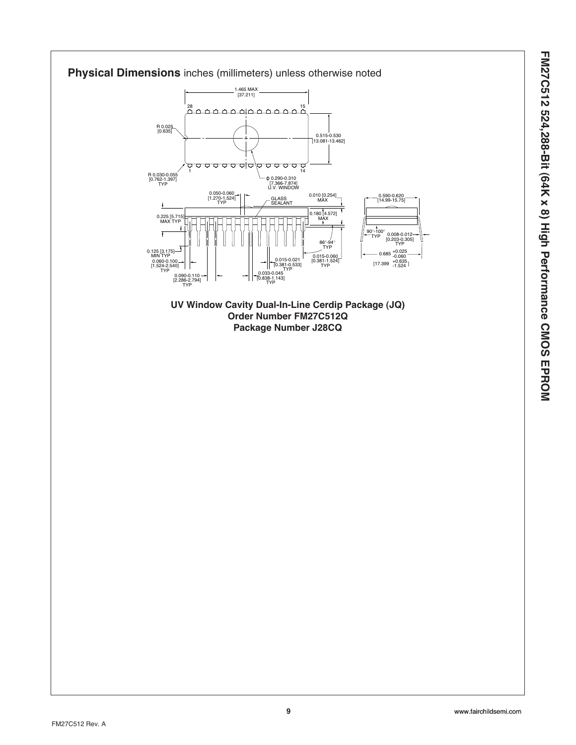## Physical Dimensions inches (millimeters) unless otherwise noted

1.465 MAX [37.211]

28 15

R 0.025 [0.635]

0.515-0.530 [13.081-13.462]

1 14

R 0.030-0.055 [0.762-1.397] TYP

ϕ 0.290-0.310 [7.366-7.874] U.V. WINDOW

0.050-0.060 [1.270-1.524] TYP

GLASS SEALANT

0.010 [0.254] MAX

0.590-0.620 [14.99-15.75]

0.225 [5.715] MAX TYP

0.180 [4.572] MAX

90°-100° TYP

0.008-0.012 [0.203-0.305] TYP

86°-94° TYP

0.125 [3.175] MIN TYP

0.060-0.100 [1.524-2.540] TYP

0.015-0.021 [0.381-0.533] TYP

0.015-0.060 [0.381-1.524] TYP

0.685 +0.025 -0.060 [17.399 +0.635 -1.524]

0.090-0.110 [2.286-2.794] TYP

0.033-0.045 [0.838-1.143] TYP

**UV Window Cavity Dual-In-Line Cerdip Package (JQ)**
**Order Number FM27C512Q**
**Package Number J28CQ**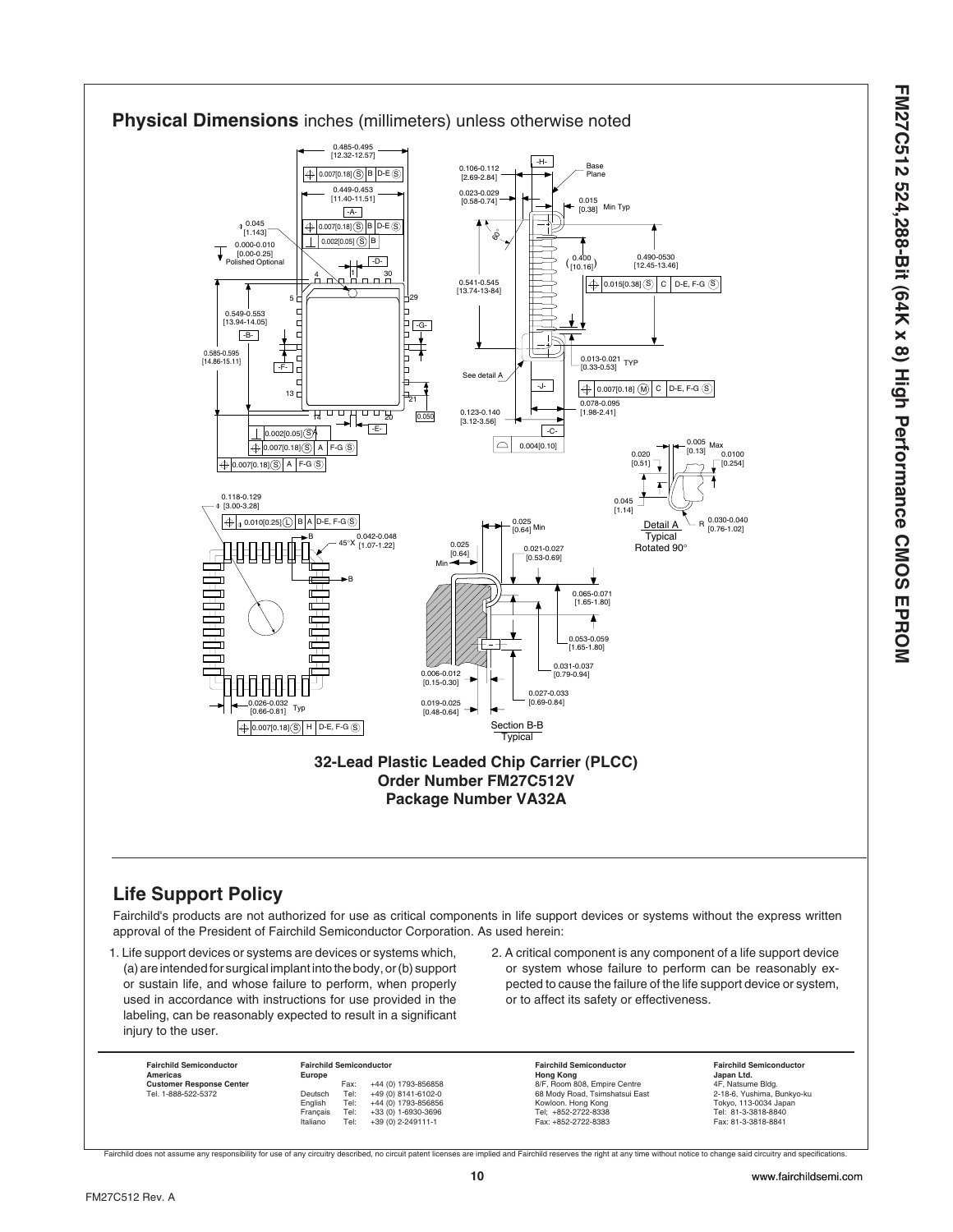## Physical Dimensions inches (millimeters) unless otherwise noted

0.485-0.495
[12.32-12.57]
0.007[0.18] S B D-E S
0.449-0.453
[11.40-11.51]
-A-
0.045
[1.143]
0.007[0.18] S B D-E S
0.000-0.010
[0.00-0.25]
Polished Optional
0.002[0.05] S B
-D-
4 1 30
5 29
0.549-0.553
[13.94-14.05]
-B-
-G-
0.585-0.595
[14.86-15.11]
-F-
13 21
14 20
0.050
-E-
0.002[0.05] S A
0.007[0.18] S A F-G S
0.007[0.18] S A F-G S

0.106-0.112
[2.69-2.84]
-H-
Base Plane
0.023-0.029
[0.58-0.74]
0.015
[0.38] Min Typ
60°
0.541-0.545
[13.74-13.84]
0.400
[10.16]
0.490-0530
[12.45-13.46]
0.015[0.38] S C D-E, F-G S
0.013-0.021 TYP
[0.33-0.53]
See detail A
-J-
0.007[0.18] M C D-E, F-G S
0.078-0.095
[1.98-2.41]
0.123-0.140
[3.12-3.56]
-C-
0.004[0.10]

0.005 Max
[0.13]
0.020
[0.51]
0.0100
[0.254]
0.045
[1.14]
Detail A
Typical
Rotated 90°
R 0.030-0.040
[0.76-1.02]

0.118-0.129
[3.00-3.28]
0.010[0.25] L B A D-E, F-G S
B
45°X 0.042-0.048
[1.07-1.22]
B
0.026-0.032 Typ
[0.66-0.81]
0.007[0.18] S H D-E, F-G S

0.025
[0.64] Min
0.025
[0.64]
Min
0.021-0.027
[0.53-0.69]
0.065-0.071
[1.65-1.80]
0.053-0.059
[1.65-1.80]
0.031-0.037
[0.79-0.94]
0.006-0.012
[0.15-0.30]
0.027-0.033
[0.69-0.84]
0.019-0.025
[0.48-0.64]
Section B-B
Typical

**32-Lead Plastic Leaded Chip Carrier (PLCC)**
**Order Number FM27C512V**
**Package Number VA32A**

## Life Support Policy

Fairchild's products are not authorized for use as critical components in life support devices or systems without the express written approval of the President of Fairchild Semiconductor Corporation. As used herein:

1. Life support devices or systems are devices or systems which, (a) are intended for surgical implant into the body, or (b) support or sustain life, and whose failure to perform, when properly used in accordance with instructions for use provided in the labeling, can be reasonably expected to result in a significant injury to the user.

2. A critical component is any component of a life support device or system whose failure to perform can be reasonably expected to cause the failure of the life support device or system, or to affect its safety or effectiveness.

**Fairchild Semiconductor Americas**
**Customer Response Center**
Tel. 1-888-522-5372

**Fairchild Semiconductor Europe**
Fax: +44 (0) 1793-856858
Deutsch Tel: +49 (0) 8141-6102-0
English Tel: +44 (0) 1793-856856
Français Tel: +33 (0) 1-6930-3696
Italiano Tel: +39 (0) 2-249111-1

**Fairchild Semiconductor Hong Kong**
8/F, Room 808, Empire Centre
68 Mody Road, Tsimshatsui East
Kowloon. Hong Kong
Tel; +852-2722-8338
Fax: +852-2722-8383

**Fairchild Semiconductor Japan Ltd.**
4F, Natsume Bldg.
2-18-6, Yushima, Bunkyo-ku
Tokyo, 113-0034 Japan
Tel: 81-3-3818-8840
Fax: 81-3-3818-8841

Fairchild does not assume any responsibility for use of any circuitry described, no circuit patent licenses are implied and Fairchild reserves the right at any time without notice to change said circuitry and specifications.